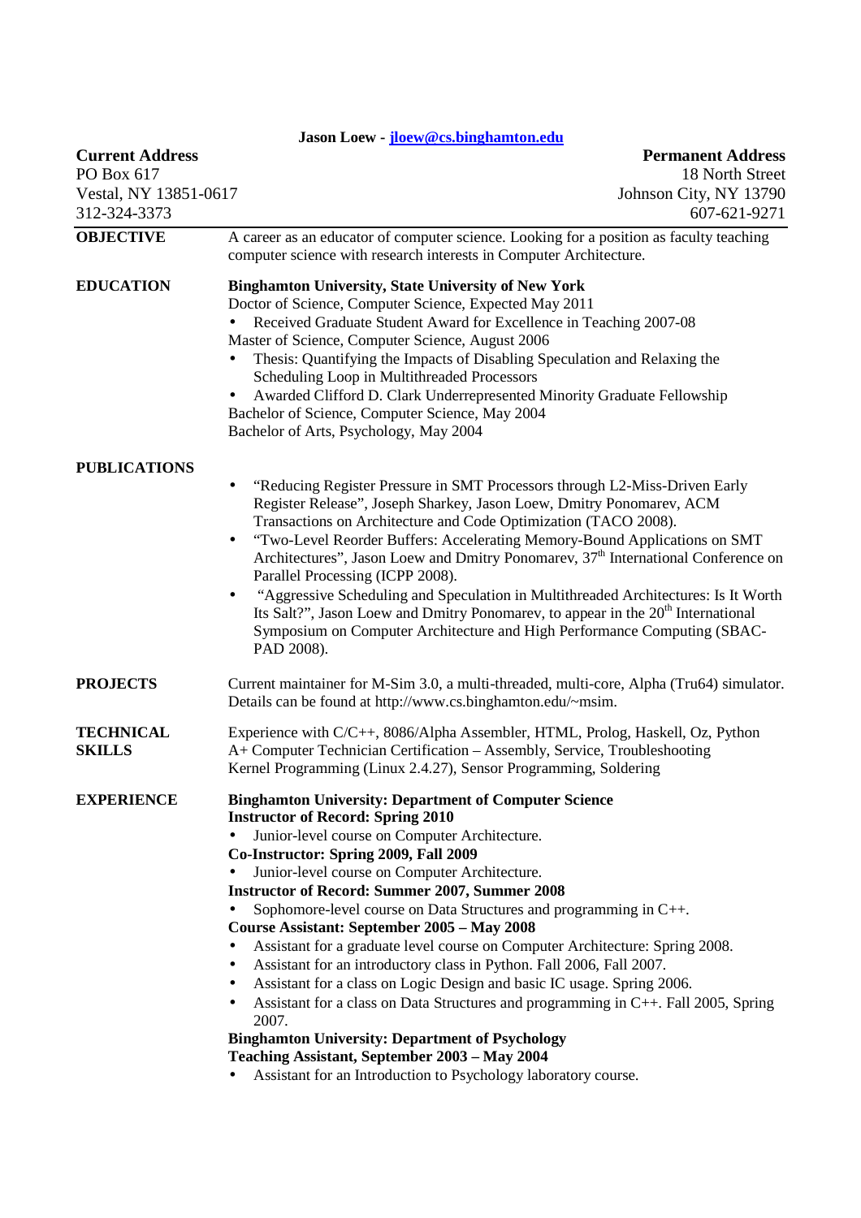**Jason Loew - jloew@cs.binghamton.edu**

**Current Address**
PO Box 617
Vestal, NY 13851-0617
312-324-3373

**Permanent Address**
18 North Street
Johnson City, NY 13790
607-621-9271

## OBJECTIVE

A career as an educator of computer science. Looking for a position as faculty teaching computer science with research interests in Computer Architecture.

## EDUCATION

**Binghamton University, State University of New York**
Doctor of Science, Computer Science, Expected May 2011

- Received Graduate Student Award for Excellence in Teaching 2007-08

Master of Science, Computer Science, August 2006

- Thesis: Quantifying the Impacts of Disabling Speculation and Relaxing the Scheduling Loop in Multithreaded Processors
- Awarded Clifford D. Clark Underrepresented Minority Graduate Fellowship

Bachelor of Science, Computer Science, May 2004
Bachelor of Arts, Psychology, May 2004

## PUBLICATIONS

- "Reducing Register Pressure in SMT Processors through L2-Miss-Driven Early Register Release", Joseph Sharkey, Jason Loew, Dmitry Ponomarev, ACM Transactions on Architecture and Code Optimization (TACO 2008).
- "Two-Level Reorder Buffers: Accelerating Memory-Bound Applications on SMT Architectures", Jason Loew and Dmitry Ponomarev, 37th International Conference on Parallel Processing (ICPP 2008).
- "Aggressive Scheduling and Speculation in Multithreaded Architectures: Is It Worth Its Salt?", Jason Loew and Dmitry Ponomarev, to appear in the 20th International Symposium on Computer Architecture and High Performance Computing (SBAC-PAD 2008).

## PROJECTS

Current maintainer for M-Sim 3.0, a multi-threaded, multi-core, Alpha (Tru64) simulator. Details can be found at http://www.cs.binghamton.edu/~msim.

## TECHNICAL SKILLS

Experience with C/C++, 8086/Alpha Assembler, HTML, Prolog, Haskell, Oz, Python
A+ Computer Technician Certification – Assembly, Service, Troubleshooting
Kernel Programming (Linux 2.4.27), Sensor Programming, Soldering

## EXPERIENCE

**Binghamton University: Department of Computer Science**
**Instructor of Record: Spring 2010**

- Junior-level course on Computer Architecture.

**Co-Instructor: Spring 2009, Fall 2009**

- Junior-level course on Computer Architecture.

**Instructor of Record: Summer 2007, Summer 2008**

- Sophomore-level course on Data Structures and programming in C++.

**Course Assistant: September 2005 – May 2008**

- Assistant for a graduate level course on Computer Architecture: Spring 2008.
- Assistant for an introductory class in Python. Fall 2006, Fall 2007.
- Assistant for a class on Logic Design and basic IC usage. Spring 2006.
- Assistant for a class on Data Structures and programming in C++. Fall 2005, Spring 2007.

**Binghamton University: Department of Psychology**
**Teaching Assistant, September 2003 – May 2004**

- Assistant for an Introduction to Psychology laboratory course.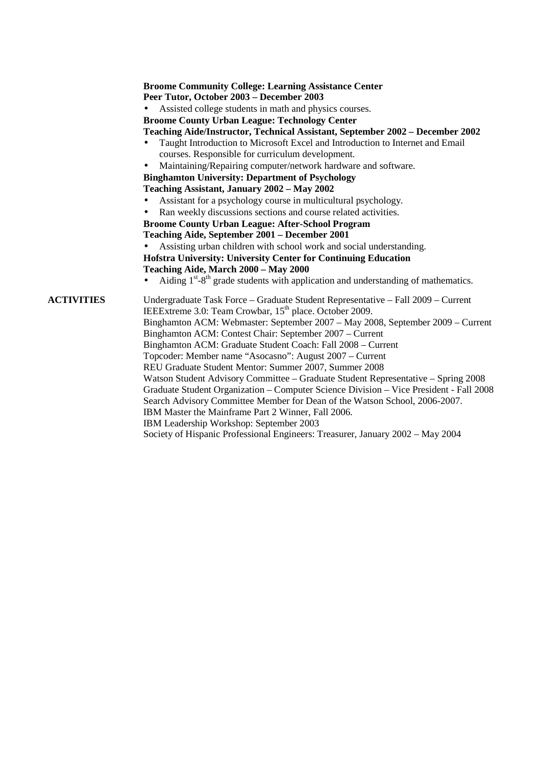**Broome Community College: Learning Assistance Center**
**Peer Tutor, October 2003 – December 2003**

- Assisted college students in math and physics courses.

**Broome County Urban League: Technology Center**
**Teaching Aide/Instructor, Technical Assistant, September 2002 – December 2002**

- Taught Introduction to Microsoft Excel and Introduction to Internet and Email courses. Responsible for curriculum development.
- Maintaining/Repairing computer/network hardware and software.

**Binghamton University: Department of Psychology**
**Teaching Assistant, January 2002 – May 2002**

- Assistant for a psychology course in multicultural psychology.
- Ran weekly discussions sections and course related activities.

**Broome County Urban League: After-School Program**
**Teaching Aide, September 2001 – December 2001**

- Assisting urban children with school work and social understanding.

**Hofstra University: University Center for Continuing Education**
**Teaching Aide, March 2000 – May 2000**

- Aiding 1st-8th grade students with application and understanding of mathematics.

## ACTIVITIES

Undergraduate Task Force – Graduate Student Representative – Fall 2009 – Current
IEEExtreme 3.0: Team Crowbar, 15th place. October 2009.
Binghamton ACM: Webmaster: September 2007 – May 2008, September 2009 – Current
Binghamton ACM: Contest Chair: September 2007 – Current
Binghamton ACM: Graduate Student Coach: Fall 2008 – Current
Topcoder: Member name "Asocasno": August 2007 – Current
REU Graduate Student Mentor: Summer 2007, Summer 2008
Watson Student Advisory Committee – Graduate Student Representative – Spring 2008
Graduate Student Organization – Computer Science Division – Vice President - Fall 2008
Search Advisory Committee Member for Dean of the Watson School, 2006-2007.
IBM Master the Mainframe Part 2 Winner, Fall 2006.
IBM Leadership Workshop: September 2003
Society of Hispanic Professional Engineers: Treasurer, January 2002 – May 2004